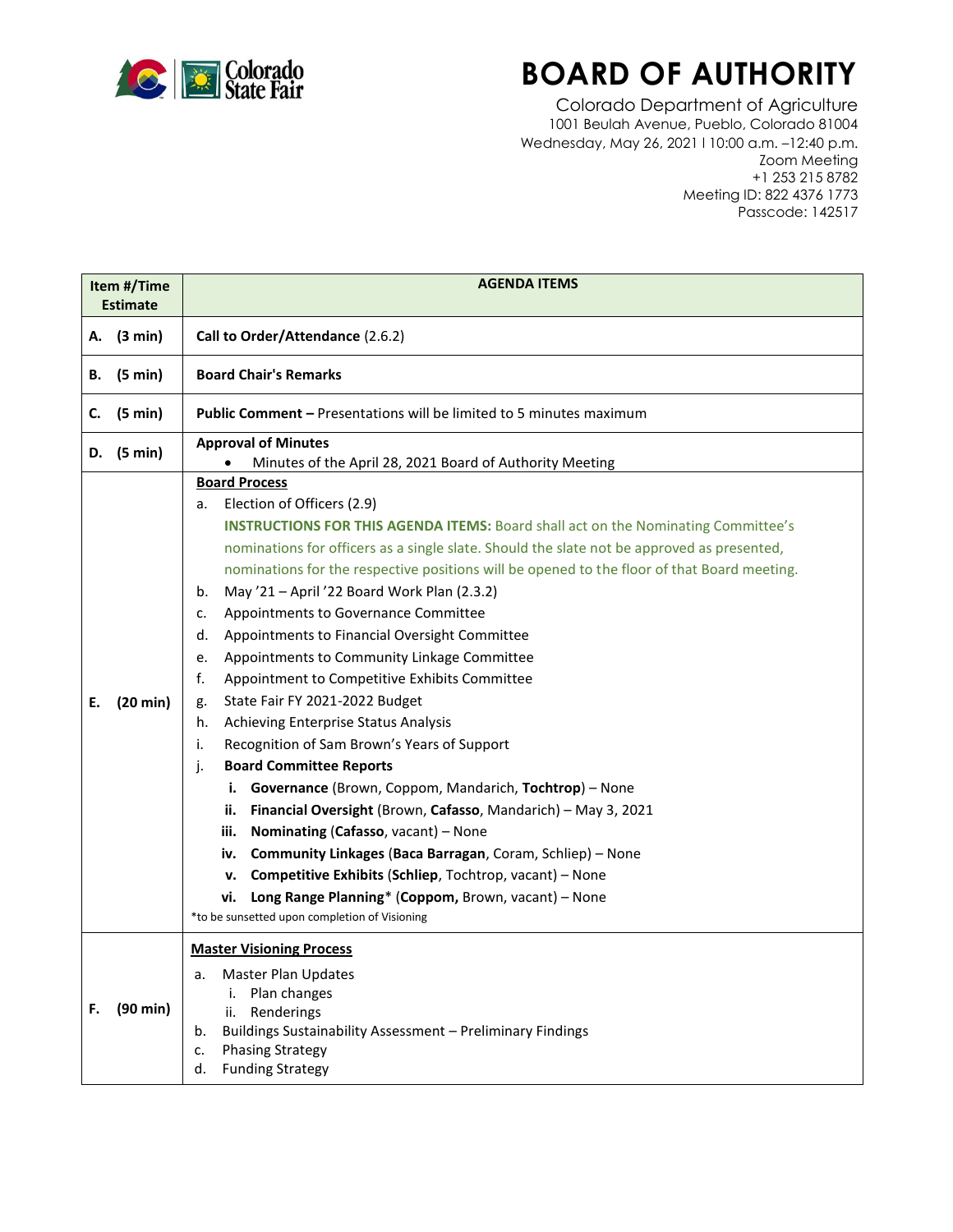# BOARD OF AUTHORITY

Colorado Department of Agriculture
1001 Beulah Avenue, Pueblo, Colorado 81004
Wednesday, May 26, 2021 l 10:00 a.m. –12:40 p.m.
Zoom Meeting
+1 253 215 8782
Meeting ID: 822 4376 1773
Passcode: 142517

| Item #/Time Estimate | AGENDA ITEMS |
|---|---|
| **A. (3 min)** | **Call to Order/Attendance** (2.6.2) |
| **B. (5 min)** | **Board Chair's Remarks** |
| **C. (5 min)** | **Public Comment –** Presentations will be limited to 5 minutes maximum |
| **D. (5 min)** | **Approval of Minutes**<br>• Minutes of the April 28, 2021 Board of Authority Meeting |
| **E. (20 min)** | **Board Process**<br>a. Election of Officers (2.9)<br>**INSTRUCTIONS FOR THIS AGENDA ITEMS:** Board shall act on the Nominating Committee's nominations for officers as a single slate. Should the slate not be approved as presented, nominations for the respective positions will be opened to the floor of that Board meeting.<br>b. May '21 – April '22 Board Work Plan (2.3.2)<br>c. Appointments to Governance Committee<br>d. Appointments to Financial Oversight Committee<br>e. Appointments to Community Linkage Committee<br>f. Appointment to Competitive Exhibits Committee<br>g. State Fair FY 2021-2022 Budget<br>h. Achieving Enterprise Status Analysis<br>i. Recognition of Sam Brown's Years of Support<br>j. **Board Committee Reports**<br>i. **Governance** (Brown, Coppom, Mandarich, **Tochtrop**) – None<br>ii. **Financial Oversight** (Brown, **Cafasso**, Mandarich) – May 3, 2021<br>iii. **Nominating** (**Cafasso**, vacant) – None<br>iv. **Community Linkages** (**Baca Barragan**, Coram, Schliep) – None<br>v. **Competitive Exhibits** (**Schliep**, Tochtrop, vacant) – None<br>vi. **Long Range Planning*** (**Coppom,** Brown, vacant) – None<br>*to be sunsetted upon completion of Visioning |
| **F. (90 min)** | **Master Visioning Process**<br>a. Master Plan Updates<br>i. Plan changes<br>ii. Renderings<br>b. Buildings Sustainability Assessment – Preliminary Findings<br>c. Phasing Strategy<br>d. Funding Strategy |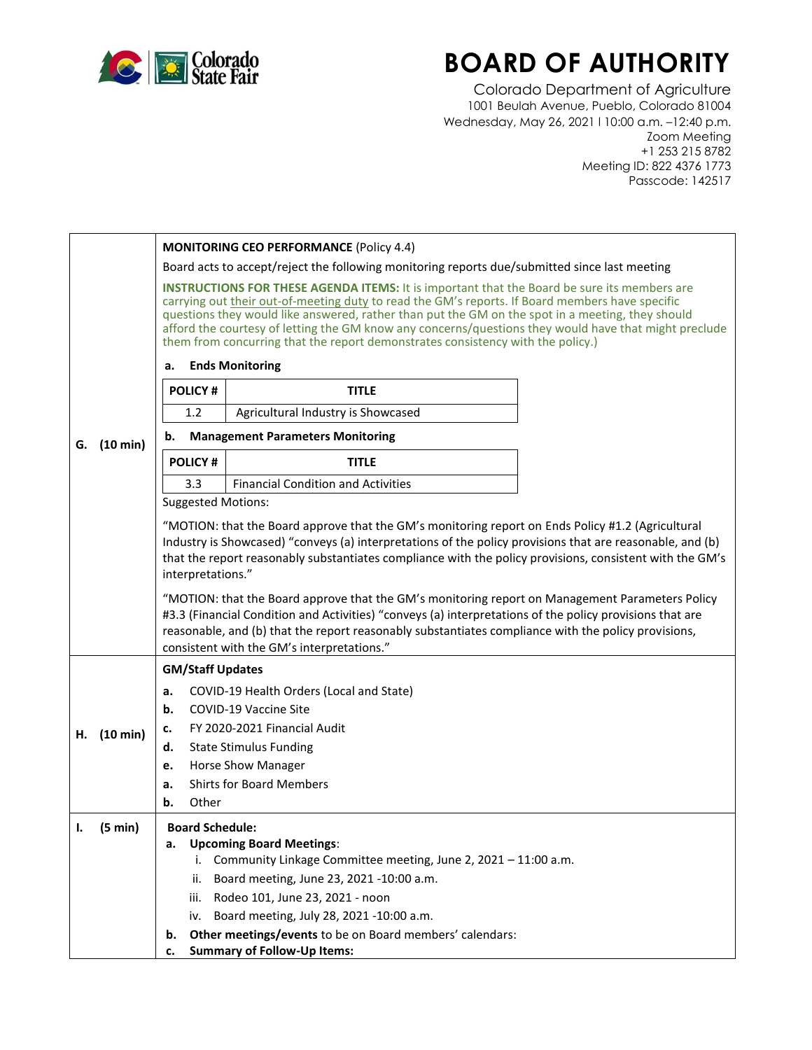# BOARD OF AUTHORITY

Colorado Department of Agriculture
1001 Beulah Avenue, Pueblo, Colorado 81004
Wednesday, May 26, 2021 l 10:00 a.m. –12:40 p.m.
Zoom Meeting
+1 253 215 8782
Meeting ID: 822 4376 1773
Passcode: 142517

**G. (10 min)**

**MONITORING CEO PERFORMANCE** (Policy 4.4)

Board acts to accept/reject the following monitoring reports due/submitted since last meeting

**INSTRUCTIONS FOR THESE AGENDA ITEMS:** It is important that the Board be sure its members are carrying out their out-of-meeting duty to read the GM's reports. If Board members have specific questions they would like answered, rather than put the GM on the spot in a meeting, they should afford the courtesy of letting the GM know any concerns/questions they would have that might preclude them from concurring that the report demonstrates consistency with the policy.)

**a. Ends Monitoring**

| POLICY # | TITLE |
|---|---|
| 1.2 | Agricultural Industry is Showcased |

**b. Management Parameters Monitoring**

| POLICY # | TITLE |
|---|---|
| 3.3 | Financial Condition and Activities |

Suggested Motions:

"MOTION: that the Board approve that the GM's monitoring report on Ends Policy #1.2 (Agricultural Industry is Showcased) "conveys (a) interpretations of the policy provisions that are reasonable, and (b) that the report reasonably substantiates compliance with the policy provisions, consistent with the GM's interpretations."

"MOTION: that the Board approve that the GM's monitoring report on Management Parameters Policy #3.3 (Financial Condition and Activities) "conveys (a) interpretations of the policy provisions that are reasonable, and (b) that the report reasonably substantiates compliance with the policy provisions, consistent with the GM's interpretations."

**H. (10 min)**

**GM/Staff Updates**

- **a.** COVID-19 Health Orders (Local and State)
- **b.** COVID-19 Vaccine Site
- **c.** FY 2020-2021 Financial Audit
- **d.** State Stimulus Funding
- **e.** Horse Show Manager
- **a.** Shirts for Board Members
- **b.** Other

**I. (5 min)**

**Board Schedule:**

- **a. Upcoming Board Meetings**:
  - i. Community Linkage Committee meeting, June 2, 2021 – 11:00 a.m.
  - ii. Board meeting, June 23, 2021 -10:00 a.m.
  - iii. Rodeo 101, June 23, 2021 - noon
  - iv. Board meeting, July 28, 2021 -10:00 a.m.
- **b. Other meetings/events** to be on Board members' calendars:
- **c. Summary of Follow-Up Items:**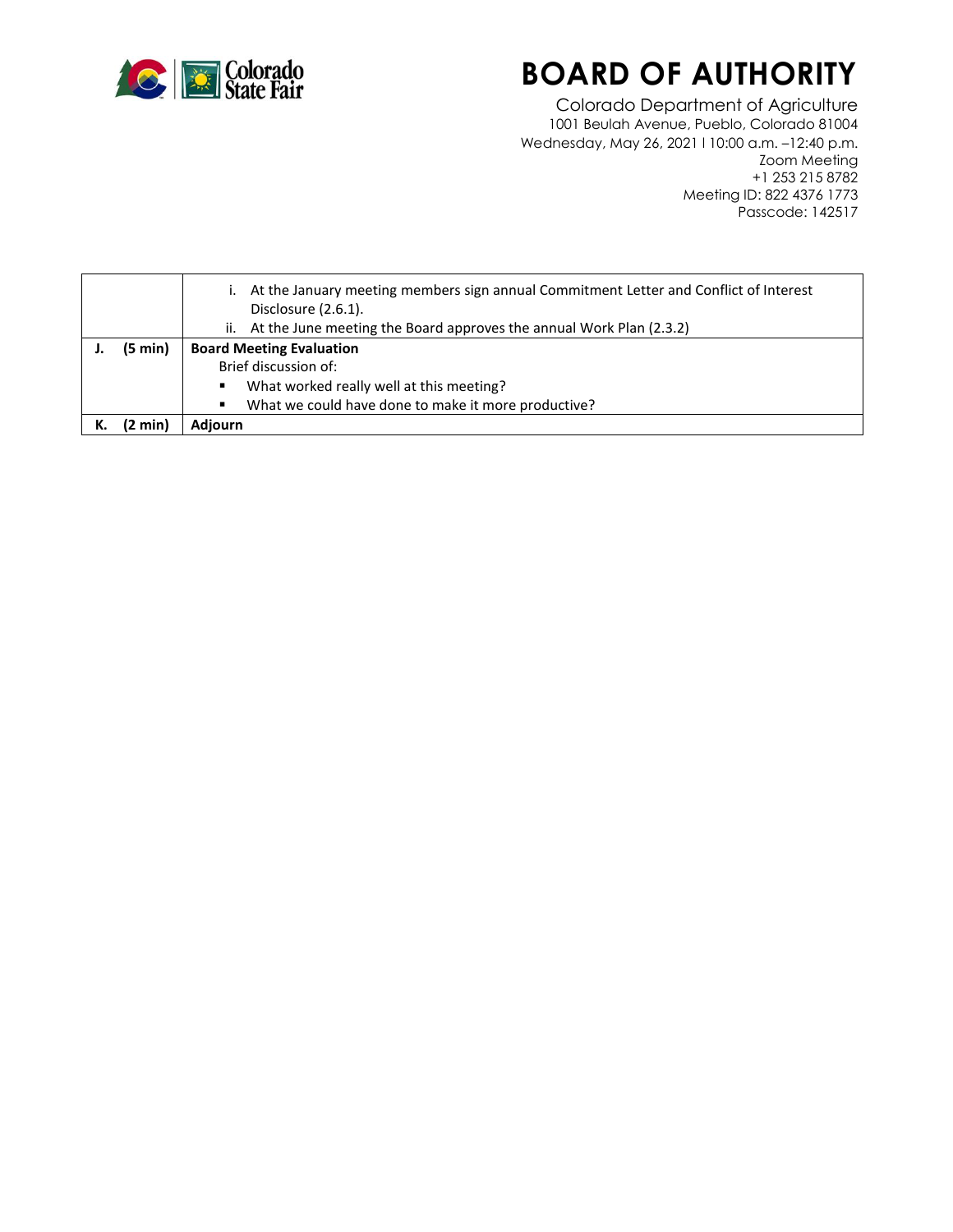# BOARD OF AUTHORITY

Colorado Department of Agriculture
1001 Beulah Avenue, Pueblo, Colorado 81004
Wednesday, May 26, 2021 I 10:00 a.m. –12:40 p.m.
Zoom Meeting
+1 253 215 8782
Meeting ID: 822 4376 1773
Passcode: 142517

| | |
|---|---|
| | i. At the January meeting members sign annual Commitment Letter and Conflict of Interest Disclosure (2.6.1).<br>ii. At the June meeting the Board approves the annual Work Plan (2.3.2) |
| **J. (5 min)** | **Board Meeting Evaluation**<br>Brief discussion of:<br>▪ What worked really well at this meeting?<br>▪ What we could have done to make it more productive? |
| **K. (2 min)** | **Adjourn** |